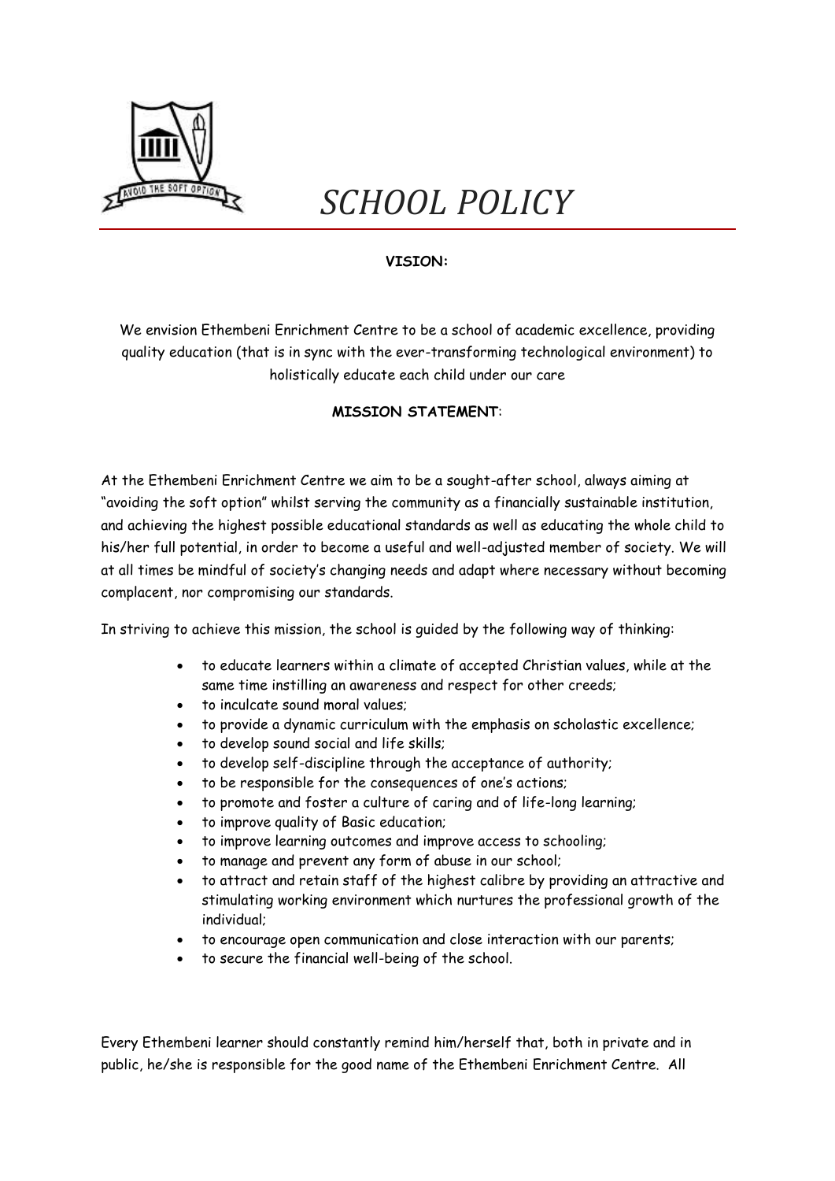# SCHOOL POLICY

**VISION:**

We envision Ethembeni Enrichment Centre to be a school of academic excellence, providing quality education (that is in sync with the ever-transforming technological environment) to holistically educate each child under our care

**MISSION STATEMENT**:

At the Ethembeni Enrichment Centre we aim to be a sought-after school, always aiming at "avoiding the soft option" whilst serving the community as a financially sustainable institution, and achieving the highest possible educational standards as well as educating the whole child to his/her full potential, in order to become a useful and well-adjusted member of society. We will at all times be mindful of society's changing needs and adapt where necessary without becoming complacent, nor compromising our standards.

In striving to achieve this mission, the school is guided by the following way of thinking:

- to educate learners within a climate of accepted Christian values, while at the same time instilling an awareness and respect for other creeds;
- to inculcate sound moral values;
- to provide a dynamic curriculum with the emphasis on scholastic excellence;
- to develop sound social and life skills;
- to develop self-discipline through the acceptance of authority;
- to be responsible for the consequences of one's actions;
- to promote and foster a culture of caring and of life-long learning;
- to improve quality of Basic education;
- to improve learning outcomes and improve access to schooling;
- to manage and prevent any form of abuse in our school;
- to attract and retain staff of the highest calibre by providing an attractive and stimulating working environment which nurtures the professional growth of the individual;
- to encourage open communication and close interaction with our parents;
- to secure the financial well-being of the school.

Every Ethembeni learner should constantly remind him/herself that, both in private and in public, he/she is responsible for the good name of the Ethembeni Enrichment Centre. All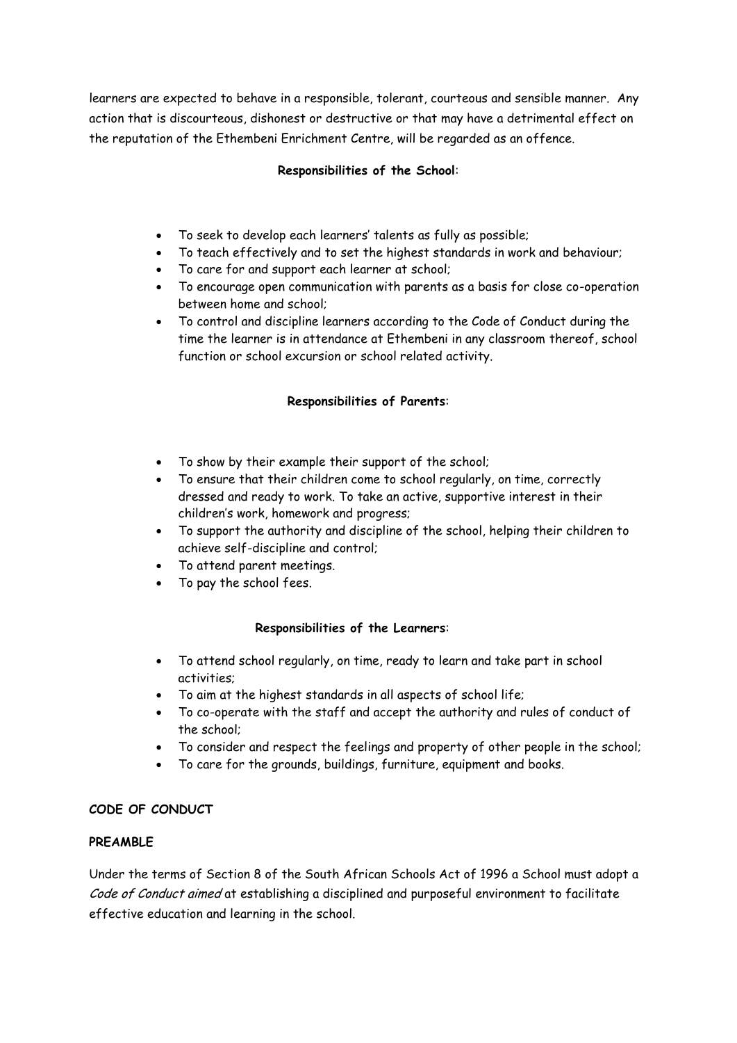learners are expected to behave in a responsible, tolerant, courteous and sensible manner. Any action that is discourteous, dishonest or destructive or that may have a detrimental effect on the reputation of the Ethembeni Enrichment Centre, will be regarded as an offence.

**Responsibilities of the School:**

- To seek to develop each learners' talents as fully as possible;
- To teach effectively and to set the highest standards in work and behaviour;
- To care for and support each learner at school;
- To encourage open communication with parents as a basis for close co-operation between home and school;
- To control and discipline learners according to the Code of Conduct during the time the learner is in attendance at Ethembeni in any classroom thereof, school function or school excursion or school related activity.

**Responsibilities of Parents:**

- To show by their example their support of the school;
- To ensure that their children come to school regularly, on time, correctly dressed and ready to work. To take an active, supportive interest in their children's work, homework and progress;
- To support the authority and discipline of the school, helping their children to achieve self-discipline and control;
- To attend parent meetings.
- To pay the school fees.

**Responsibilities of the Learners:**

- To attend school regularly, on time, ready to learn and take part in school activities;
- To aim at the highest standards in all aspects of school life;
- To co-operate with the staff and accept the authority and rules of conduct of the school;
- To consider and respect the feelings and property of other people in the school;
- To care for the grounds, buildings, furniture, equipment and books.

**CODE OF CONDUCT**

**PREAMBLE**

Under the terms of Section 8 of the South African Schools Act of 1996 a School must adopt a *Code of Conduct aimed* at establishing a disciplined and purposeful environment to facilitate effective education and learning in the school.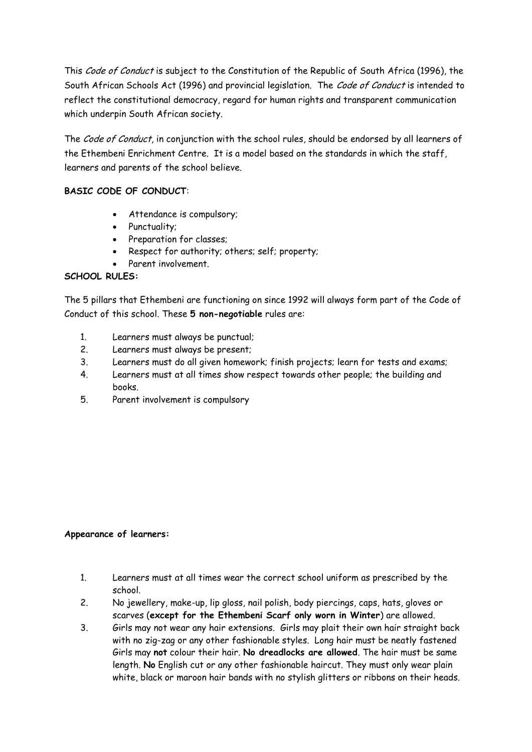This *Code of Conduct* is subject to the Constitution of the Republic of South Africa (1996), the South African Schools Act (1996) and provincial legislation. The *Code of Conduct* is intended to reflect the constitutional democracy, regard for human rights and transparent communication which underpin South African society.

The *Code of Conduct*, in conjunction with the school rules, should be endorsed by all learners of the Ethembeni Enrichment Centre. It is a model based on the standards in which the staff, learners and parents of the school believe.

**BASIC CODE OF CONDUCT**:

- Attendance is compulsory;
- Punctuality;
- Preparation for classes;
- Respect for authority; others; self; property;
- Parent involvement.

**SCHOOL RULES:**

The 5 pillars that Ethembeni are functioning on since 1992 will always form part of the Code of Conduct of this school. These **5 non-negotiable** rules are:

1. Learners must always be punctual;
2. Learners must always be present;
3. Learners must do all given homework; finish projects; learn for tests and exams;
4. Learners must at all times show respect towards other people; the building and books.
5. Parent involvement is compulsory

**Appearance of learners:**

1. Learners must at all times wear the correct school uniform as prescribed by the school.
2. No jewellery, make-up, lip gloss, nail polish, body piercings, caps, hats, gloves or scarves (**except for the Ethembeni Scarf only worn in Winter**) are allowed.
3. Girls may not wear any hair extensions. Girls may plait their own hair straight back with no zig-zag or any other fashionable styles. Long hair must be neatly fastened Girls may **not** colour their hair. **No dreadlocks are allowed**. The hair must be same length. **No** English cut or any other fashionable haircut. They must only wear plain white, black or maroon hair bands with no stylish glitters or ribbons on their heads.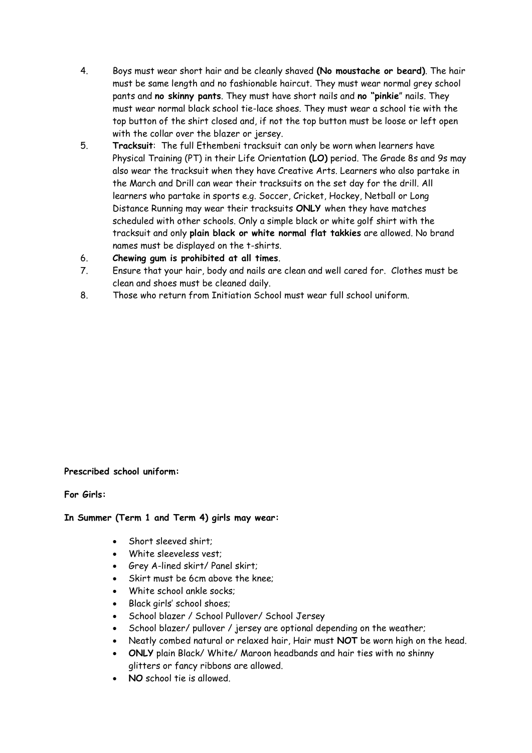4. Boys must wear short hair and be cleanly shaved **(No moustache or beard)**. The hair must be same length and no fashionable haircut. They must wear normal grey school pants and **no skinny pants**. They must have short nails and **no "pinkie"** nails. They must wear normal black school tie-lace shoes. They must wear a school tie with the top button of the shirt closed and, if not the top button must be loose or left open with the collar over the blazer or jersey.
5. **Tracksuit**: The full Ethembeni tracksuit can only be worn when learners have Physical Training (PT) in their Life Orientation **(LO)** period. The Grade 8s and 9s may also wear the tracksuit when they have Creative Arts. Learners who also partake in the March and Drill can wear their tracksuits on the set day for the drill. All learners who partake in sports e.g. Soccer, Cricket, Hockey, Netball or Long Distance Running may wear their tracksuits **ONLY** when they have matches scheduled with other schools. Only a simple black or white golf shirt with the tracksuit and only **plain black or white normal flat takkies** are allowed. No brand names must be displayed on the t-shirts.
6. ***Chewing gum is prohibited at all times***.
7. Ensure that your hair, body and nails are clean and well cared for. Clothes must be clean and shoes must be cleaned daily.
8. Those who return from Initiation School must wear full school uniform.

**Prescribed school uniform:**

**For Girls:**

**In Summer (Term 1 and Term 4) girls may wear:**

- Short sleeved shirt;
- White sleeveless vest;
- Grey A-lined skirt/ Panel skirt;
- Skirt must be 6cm above the knee;
- White school ankle socks;
- Black girls' school shoes;
- School blazer / School Pullover/ School Jersey
- School blazer/ pullover / jersey are optional depending on the weather;
- Neatly combed natural or relaxed hair, Hair must **NOT** be worn high on the head.
- **ONLY** plain Black/ White/ Maroon headbands and hair ties with no shinny glitters or fancy ribbons are allowed.
- **NO** school tie is allowed.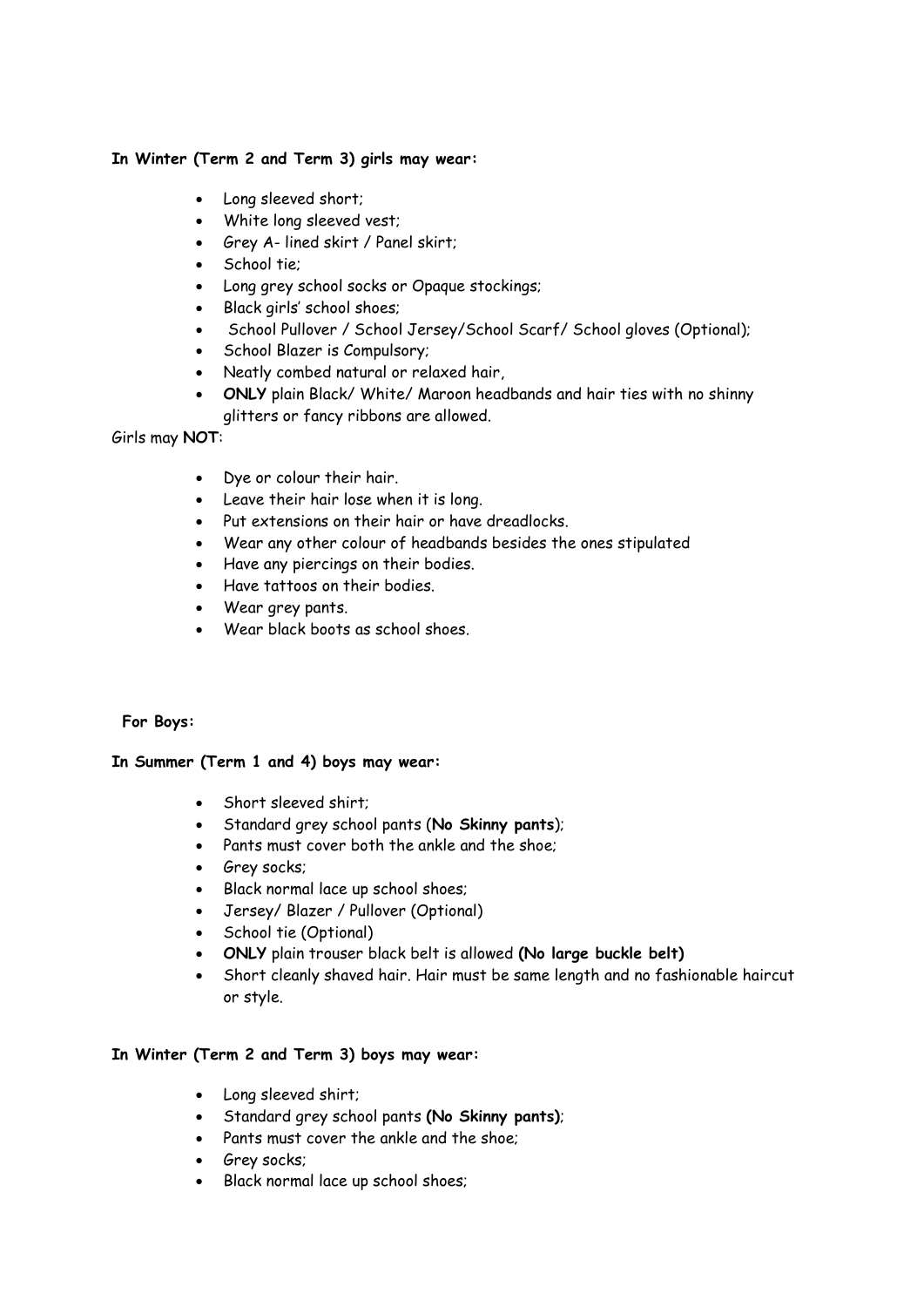**In Winter (Term 2 and Term 3) girls may wear:**

- Long sleeved short;
- White long sleeved vest;
- Grey A- lined skirt / Panel skirt;
- School tie;
- Long grey school socks or Opaque stockings;
- Black girls' school shoes;
- School Pullover / School Jersey/School Scarf/ School gloves (Optional);
- School Blazer is Compulsory;
- Neatly combed natural or relaxed hair,
- **ONLY** plain Black/ White/ Maroon headbands and hair ties with no shinny glitters or fancy ribbons are allowed.

Girls may **NOT**:

- Dye or colour their hair.
- Leave their hair lose when it is long.
- Put extensions on their hair or have dreadlocks.
- Wear any other colour of headbands besides the ones stipulated
- Have any piercings on their bodies.
- Have tattoos on their bodies.
- Wear grey pants.
- Wear black boots as school shoes.

**For Boys:**

**In Summer (Term 1 and 4) boys may wear:**

- Short sleeved shirt;
- Standard grey school pants (**No Skinny pants**);
- Pants must cover both the ankle and the shoe;
- Grey socks;
- Black normal lace up school shoes;
- Jersey/ Blazer / Pullover (Optional)
- School tie (Optional)
- **ONLY** plain trouser black belt is allowed **(No large buckle belt)**
- Short cleanly shaved hair. Hair must be same length and no fashionable haircut or style.

**In Winter (Term 2 and Term 3) boys may wear:**

- Long sleeved shirt;
- Standard grey school pants **(No Skinny pants)**;
- Pants must cover the ankle and the shoe;
- Grey socks;
- Black normal lace up school shoes;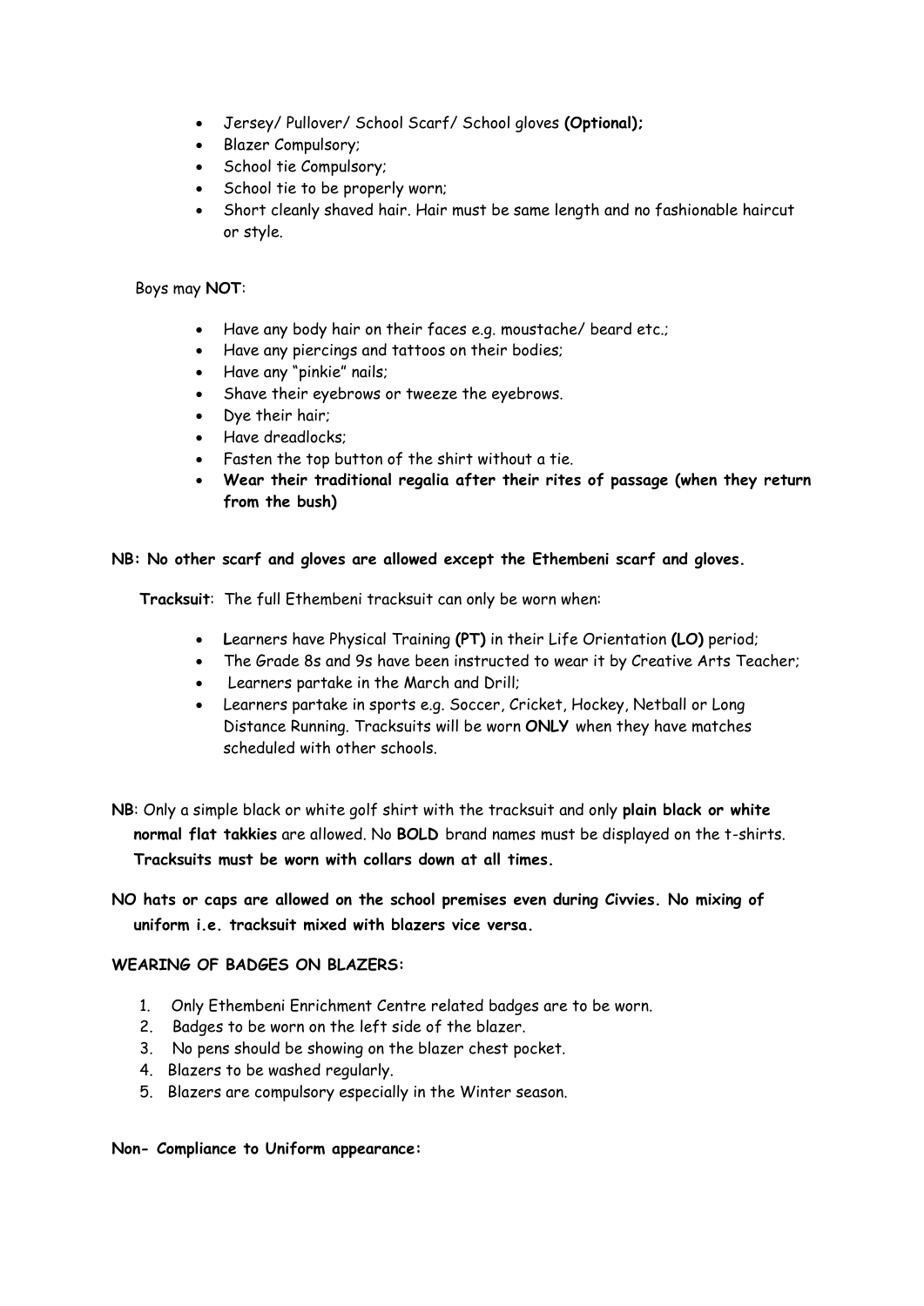- Jersey/ Pullover/ School Scarf/ School gloves **(Optional);**
- Blazer Compulsory;
- School tie Compulsory;
- School tie to be properly worn;
- Short cleanly shaved hair. Hair must be same length and no fashionable haircut or style.

Boys may **NOT**:

- Have any body hair on their faces e.g. moustache/ beard etc.;
- Have any piercings and tattoos on their bodies;
- Have any "pinkie" nails;
- Shave their eyebrows or tweeze the eyebrows.
- Dye their hair;
- Have dreadlocks;
- Fasten the top button of the shirt without a tie.
- **Wear their traditional regalia after their rites of passage (when they return from the bush)**

**NB: No other scarf and gloves are allowed except the Ethembeni scarf and gloves.**

**Tracksuit**: The full Ethembeni tracksuit can only be worn when:

- **L**earners have Physical Training **(PT)** in their Life Orientation **(LO)** period;
- The Grade 8s and 9s have been instructed to wear it by Creative Arts Teacher;
- Learners partake in the March and Drill;
- Learners partake in sports e.g. Soccer, Cricket, Hockey, Netball or Long Distance Running. Tracksuits will be worn **ONLY** when they have matches scheduled with other schools.

**NB**: Only a simple black or white golf shirt with the tracksuit and only **plain black or white normal flat takkies** are allowed. No **BOLD** brand names must be displayed on the t-shirts. **Tracksuits must be worn with collars down at all times.**

**NO hats or caps are allowed on the school premises even during Civvies. No mixing of uniform i.e. tracksuit mixed with blazers vice versa.**

**WEARING OF BADGES ON BLAZERS:**

1. Only Ethembeni Enrichment Centre related badges are to be worn.
2. Badges to be worn on the left side of the blazer.
3. No pens should be showing on the blazer chest pocket.
4. Blazers to be washed regularly.
5. Blazers are compulsory especially in the Winter season.

**Non- Compliance to Uniform appearance:**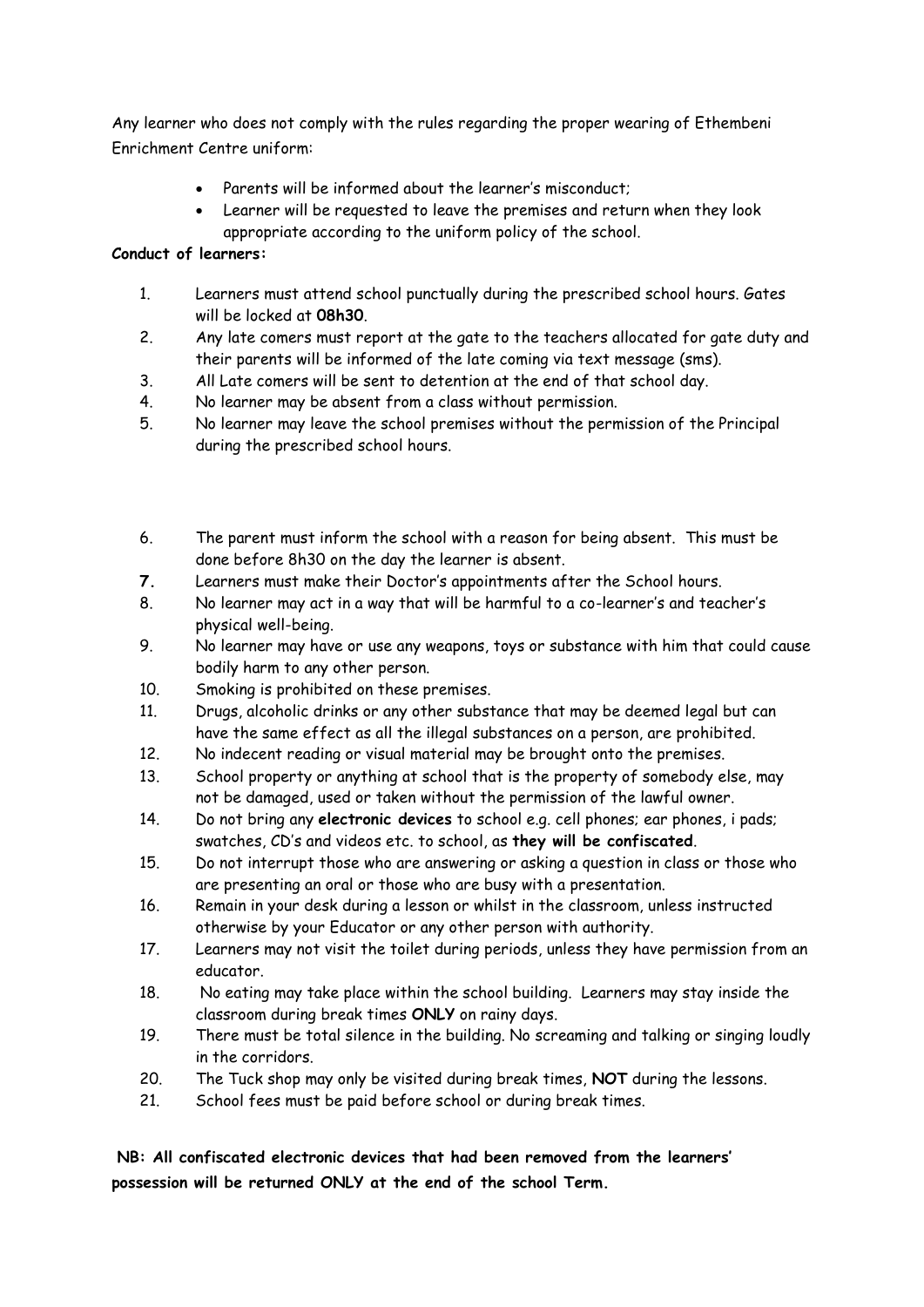Any learner who does not comply with the rules regarding the proper wearing of Ethembeni Enrichment Centre uniform:

- Parents will be informed about the learner's misconduct;
- Learner will be requested to leave the premises and return when they look appropriate according to the uniform policy of the school.

**Conduct of learners:**

1. Learners must attend school punctually during the prescribed school hours. Gates will be locked at **08h30**.
2. Any late comers must report at the gate to the teachers allocated for gate duty and their parents will be informed of the late coming via text message (sms).
3. All Late comers will be sent to detention at the end of that school day.
4. No learner may be absent from a class without permission.
5. No learner may leave the school premises without the permission of the Principal during the prescribed school hours.
6. The parent must inform the school with a reason for being absent. This must be done before 8h30 on the day the learner is absent.
7. Learners must make their Doctor's appointments after the School hours.
8. No learner may act in a way that will be harmful to a co-learner's and teacher's physical well-being.
9. No learner may have or use any weapons, toys or substance with him that could cause bodily harm to any other person.
10. Smoking is prohibited on these premises.
11. Drugs, alcoholic drinks or any other substance that may be deemed legal but can have the same effect as all the illegal substances on a person, are prohibited.
12. No indecent reading or visual material may be brought onto the premises.
13. School property or anything at school that is the property of somebody else, may not be damaged, used or taken without the permission of the lawful owner.
14. Do not bring any **electronic devices** to school e.g. cell phones; ear phones, i pads; swatches, CD's and videos etc. to school, as **they will be confiscated**.
15. Do not interrupt those who are answering or asking a question in class or those who are presenting an oral or those who are busy with a presentation.
16. Remain in your desk during a lesson or whilst in the classroom, unless instructed otherwise by your Educator or any other person with authority.
17. Learners may not visit the toilet during periods, unless they have permission from an educator.
18. No eating may take place within the school building. Learners may stay inside the classroom during break times **ONLY** on rainy days.
19. There must be total silence in the building. No screaming and talking or singing loudly in the corridors.
20. The Tuck shop may only be visited during break times, **NOT** during the lessons.
21. School fees must be paid before school or during break times.

**NB: All confiscated electronic devices that had been removed from the learners' possession will be returned ONLY at the end of the school Term.**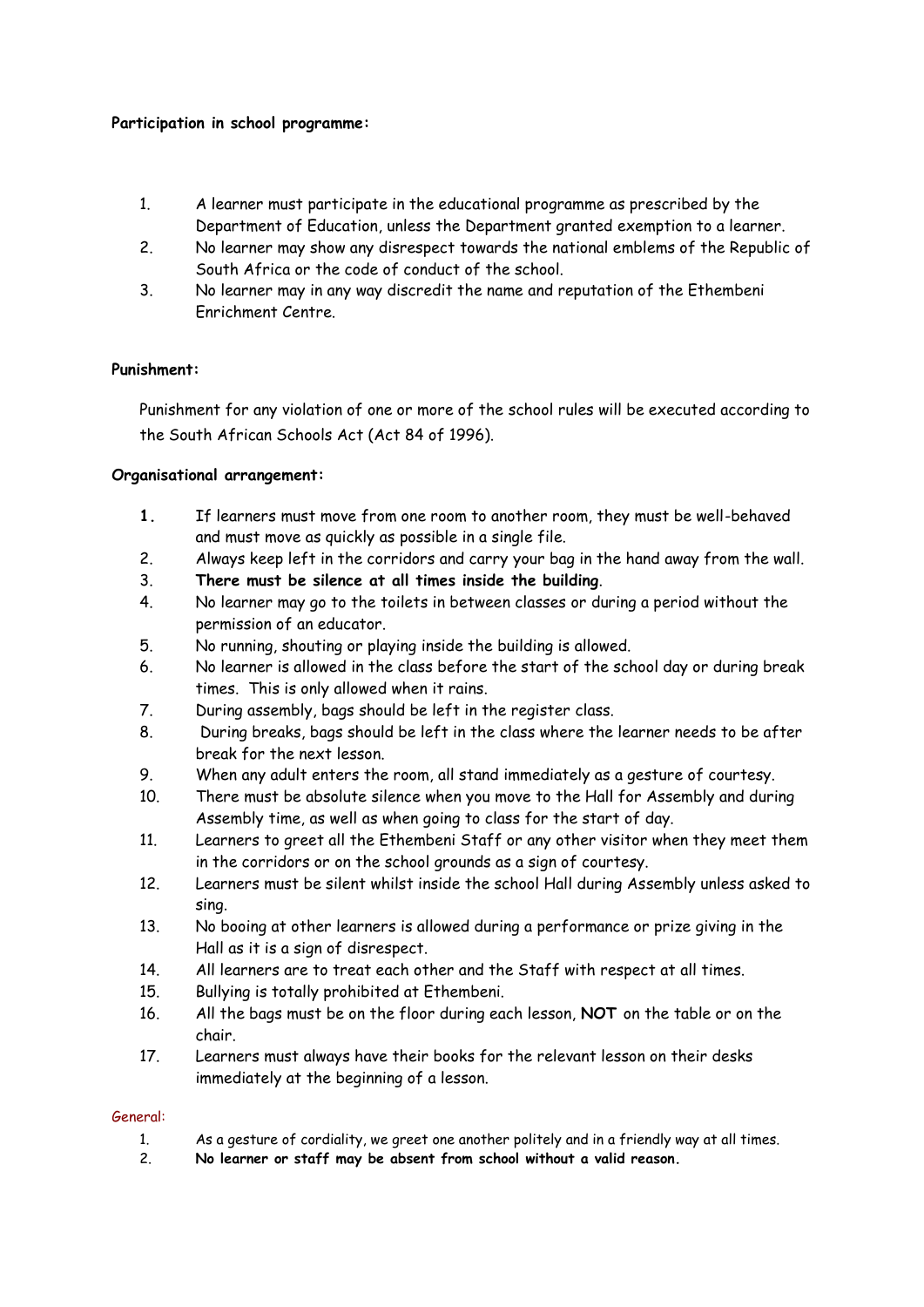**Participation in school programme:**

1. A learner must participate in the educational programme as prescribed by the Department of Education, unless the Department granted exemption to a learner.
2. No learner may show any disrespect towards the national emblems of the Republic of South Africa or the code of conduct of the school.
3. No learner may in any way discredit the name and reputation of the Ethembeni Enrichment Centre.

**Punishment:**

Punishment for any violation of one or more of the school rules will be executed according to the South African Schools Act (Act 84 of 1996).

**Organisational arrangement:**

1. If learners must move from one room to another room, they must be well-behaved and must move as quickly as possible in a single file.
2. Always keep left in the corridors and carry your bag in the hand away from the wall.
3. **There must be silence at all times inside the building**.
4. No learner may go to the toilets in between classes or during a period without the permission of an educator.
5. No running, shouting or playing inside the building is allowed.
6. No learner is allowed in the class before the start of the school day or during break times. This is only allowed when it rains.
7. During assembly, bags should be left in the register class.
8. During breaks, bags should be left in the class where the learner needs to be after break for the next lesson.
9. When any adult enters the room, all stand immediately as a gesture of courtesy.
10. There must be absolute silence when you move to the Hall for Assembly and during Assembly time, as well as when going to class for the start of day.
11. Learners to greet all the Ethembeni Staff or any other visitor when they meet them in the corridors or on the school grounds as a sign of courtesy.
12. Learners must be silent whilst inside the school Hall during Assembly unless asked to sing.
13. No booing at other learners is allowed during a performance or prize giving in the Hall as it is a sign of disrespect.
14. All learners are to treat each other and the Staff with respect at all times.
15. Bullying is totally prohibited at Ethembeni.
16. All the bags must be on the floor during each lesson, **NOT** on the table or on the chair.
17. Learners must always have their books for the relevant lesson on their desks immediately at the beginning of a lesson.

General:

1. As a gesture of cordiality, we greet one another politely and in a friendly way at all times.
2. **No learner or staff may be absent from school without a valid reason.**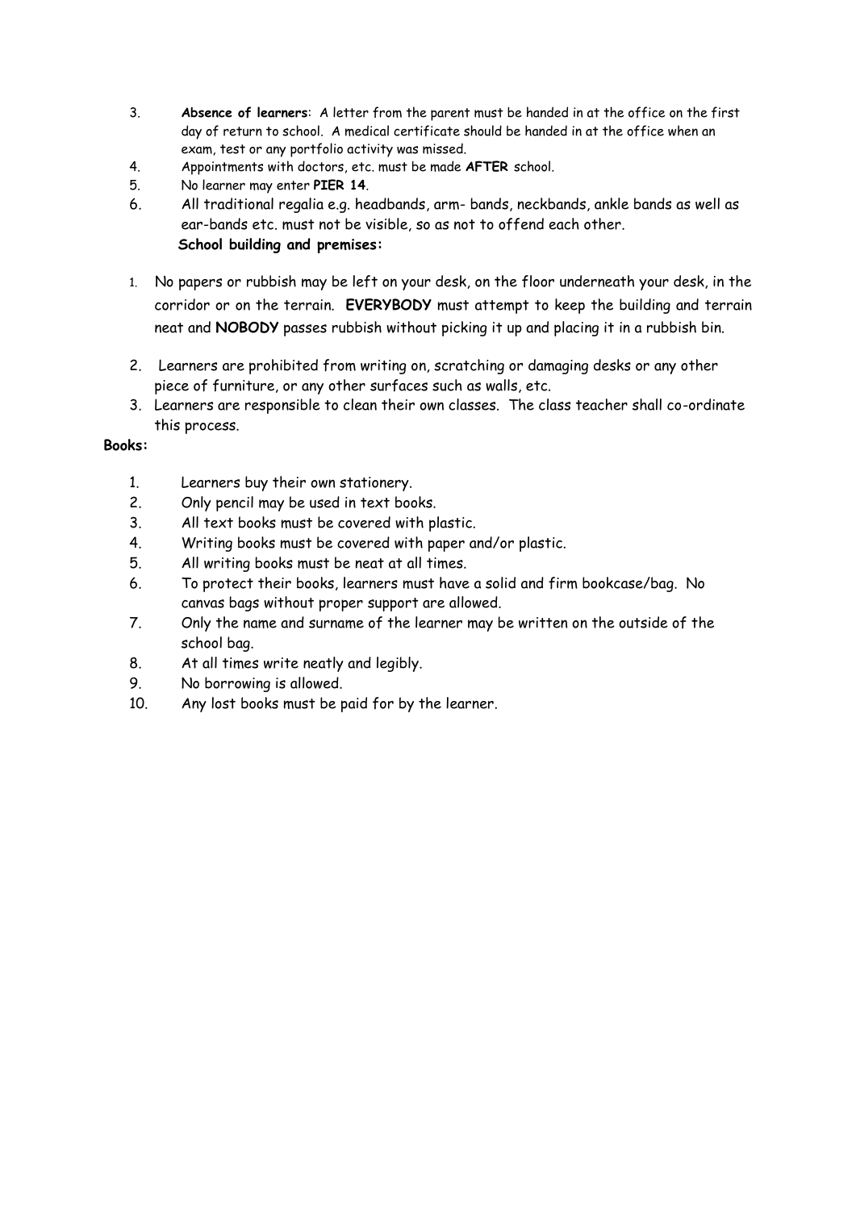3. **Absence of learners**: A letter from the parent must be handed in at the office on the first day of return to school. A medical certificate should be handed in at the office when an exam, test or any portfolio activity was missed.
4. Appointments with doctors, etc. must be made **AFTER** school.
5. No learner may enter **PIER 14**.
6. All traditional regalia e.g. headbands, arm- bands, neckbands, ankle bands as well as ear-bands etc. must not be visible, so as not to offend each other.

**School building and premises:**

1. No papers or rubbish may be left on your desk, on the floor underneath your desk, in the corridor or on the terrain. **EVERYBODY** must attempt to keep the building and terrain neat and **NOBODY** passes rubbish without picking it up and placing it in a rubbish bin.
2. Learners are prohibited from writing on, scratching or damaging desks or any other piece of furniture, or any other surfaces such as walls, etc.
3. Learners are responsible to clean their own classes. The class teacher shall co-ordinate this process.

**Books:**

1. Learners buy their own stationery.
2. Only pencil may be used in text books.
3. All text books must be covered with plastic.
4. Writing books must be covered with paper and/or plastic.
5. All writing books must be neat at all times.
6. To protect their books, learners must have a solid and firm bookcase/bag. No canvas bags without proper support are allowed.
7. Only the name and surname of the learner may be written on the outside of the school bag.
8. At all times write neatly and legibly.
9. No borrowing is allowed.
10. Any lost books must be paid for by the learner.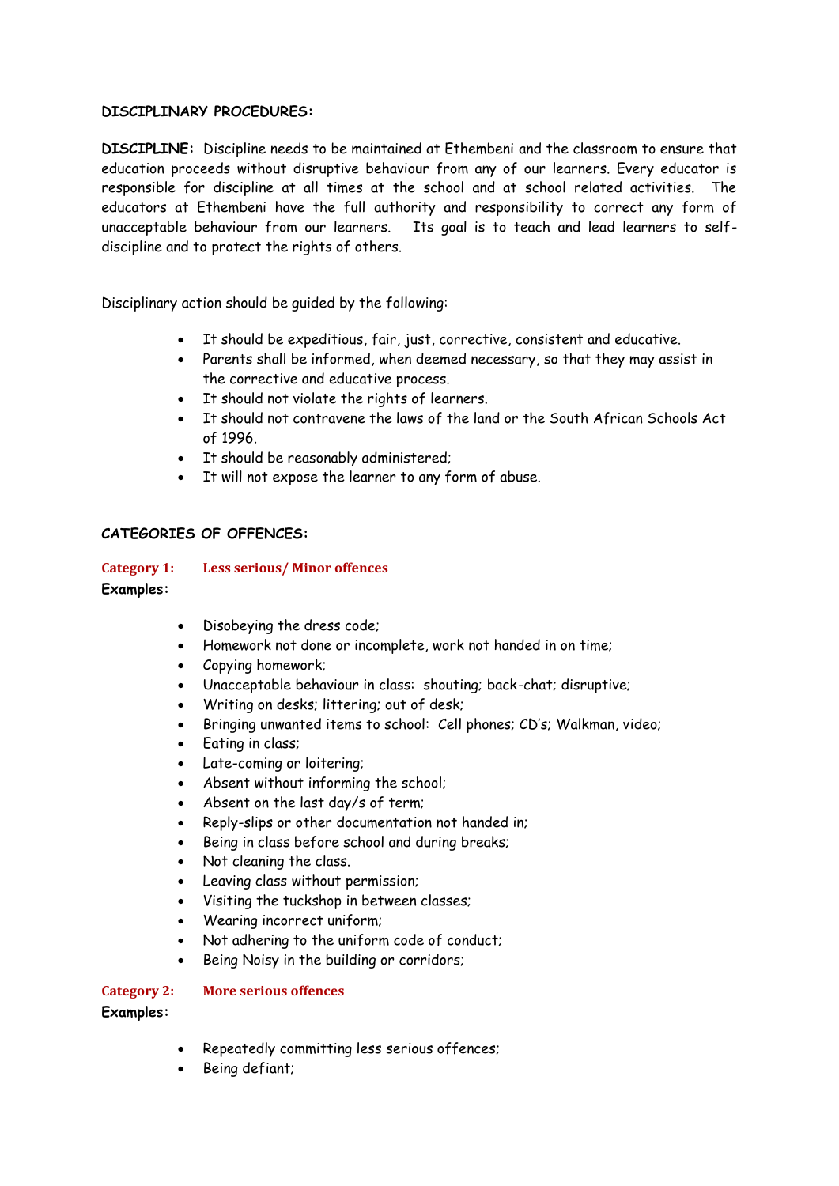**DISCIPLINARY PROCEDURES:**

**DISCIPLINE:** Discipline needs to be maintained at Ethembeni and the classroom to ensure that education proceeds without disruptive behaviour from any of our learners. Every educator is responsible for discipline at all times at the school and at school related activities. The educators at Ethembeni have the full authority and responsibility to correct any form of unacceptable behaviour from our learners. Its goal is to teach and lead learners to self-discipline and to protect the rights of others.

Disciplinary action should be guided by the following:

- It should be expeditious, fair, just, corrective, consistent and educative.
- Parents shall be informed, when deemed necessary, so that they may assist in the corrective and educative process.
- It should not violate the rights of learners.
- It should not contravene the laws of the land or the South African Schools Act of 1996.
- It should be reasonably administered;
- It will not expose the learner to any form of abuse.

**CATEGORIES OF OFFENCES:**

**Category 1: Less serious/ Minor offences**

**Examples:**

- Disobeying the dress code;
- Homework not done or incomplete, work not handed in on time;
- Copying homework;
- Unacceptable behaviour in class: shouting; back-chat; disruptive;
- Writing on desks; littering; out of desk;
- Bringing unwanted items to school: Cell phones; CD's; Walkman, video;
- Eating in class;
- Late-coming or loitering;
- Absent without informing the school;
- Absent on the last day/s of term;
- Reply-slips or other documentation not handed in;
- Being in class before school and during breaks;
- Not cleaning the class.
- Leaving class without permission;
- Visiting the tuckshop in between classes;
- Wearing incorrect uniform;
- Not adhering to the uniform code of conduct;
- Being Noisy in the building or corridors;

**Category 2: More serious offences**

**Examples:**

- Repeatedly committing less serious offences;
- Being defiant;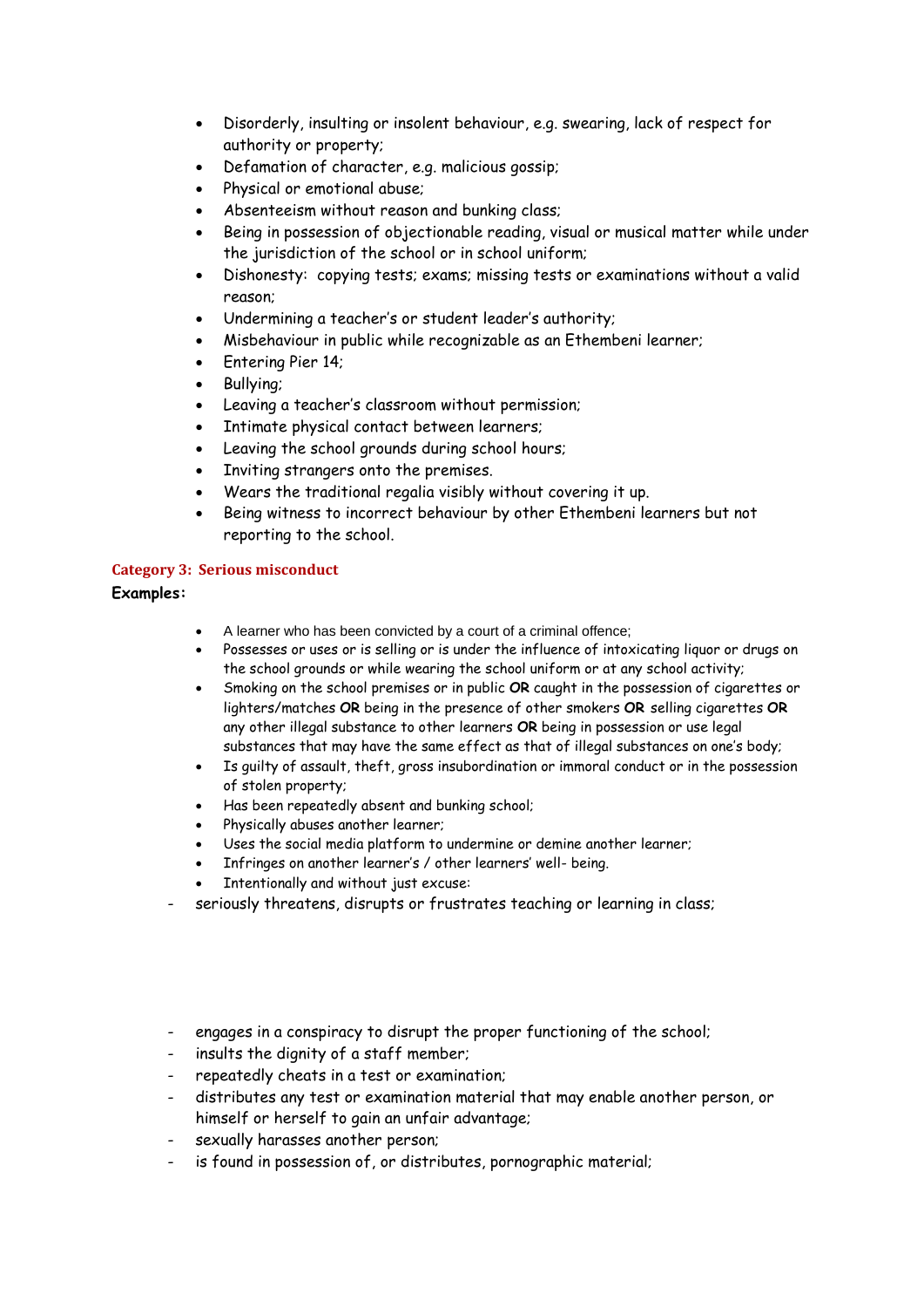- Disorderly, insulting or insolent behaviour, e.g. swearing, lack of respect for authority or property;
- Defamation of character, e.g. malicious gossip;
- Physical or emotional abuse;
- Absenteeism without reason and bunking class;
- Being in possession of objectionable reading, visual or musical matter while under the jurisdiction of the school or in school uniform;
- Dishonesty: copying tests; exams; missing tests or examinations without a valid reason;
- Undermining a teacher's or student leader's authority;
- Misbehaviour in public while recognizable as an Ethembeni learner;
- Entering Pier 14;
- Bullying;
- Leaving a teacher's classroom without permission;
- Intimate physical contact between learners;
- Leaving the school grounds during school hours;
- Inviting strangers onto the premises.
- Wears the traditional regalia visibly without covering it up.
- Being witness to incorrect behaviour by other Ethembeni learners but not reporting to the school.

### Category 3: Serious misconduct

**Examples:**

- A learner who has been convicted by a court of a criminal offence;
- Possesses or uses or is selling or is under the influence of intoxicating liquor or drugs on the school grounds or while wearing the school uniform or at any school activity;
- Smoking on the school premises or in public **OR** caught in the possession of cigarettes or lighters/matches **OR** being in the presence of other smokers **OR** selling cigarettes **OR** any other illegal substance to other learners **OR** being in possession or use legal substances that may have the same effect as that of illegal substances on one's body;
- Is guilty of assault, theft, gross insubordination or immoral conduct or in the possession of stolen property;
- Has been repeatedly absent and bunking school;
- Physically abuses another learner;
- Uses the social media platform to undermine or demine another learner;
- Infringes on another learner's / other learners' well- being.
- Intentionally and without just excuse:

- seriously threatens, disrupts or frustrates teaching or learning in class;
- engages in a conspiracy to disrupt the proper functioning of the school;
- insults the dignity of a staff member;
- repeatedly cheats in a test or examination;
- distributes any test or examination material that may enable another person, or himself or herself to gain an unfair advantage;
- sexually harasses another person;
- is found in possession of, or distributes, pornographic material;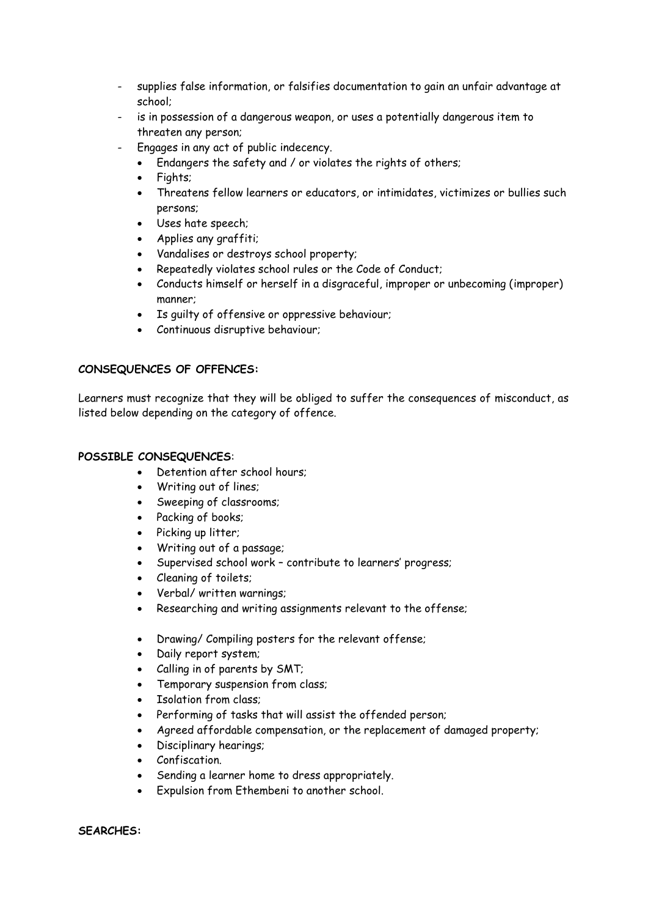- supplies false information, or falsifies documentation to gain an unfair advantage at school;
- is in possession of a dangerous weapon, or uses a potentially dangerous item to threaten any person;
- Engages in any act of public indecency.
  - Endangers the safety and / or violates the rights of others;
  - Fights;
  - Threatens fellow learners or educators, or intimidates, victimizes or bullies such persons;
  - Uses hate speech;
  - Applies any graffiti;
  - Vandalises or destroys school property;
  - Repeatedly violates school rules or the Code of Conduct;
  - Conducts himself or herself in a disgraceful, improper or unbecoming (improper) manner;
  - Is guilty of offensive or oppressive behaviour;
  - Continuous disruptive behaviour;

**CONSEQUENCES OF OFFENCES:**

Learners must recognize that they will be obliged to suffer the consequences of misconduct, as listed below depending on the category of offence.

**POSSIBLE CONSEQUENCES**:

- Detention after school hours;
- Writing out of lines;
- Sweeping of classrooms;
- Packing of books;
- Picking up litter;
- Writing out of a passage;
- Supervised school work – contribute to learners' progress;
- Cleaning of toilets;
- Verbal/ written warnings;
- Researching and writing assignments relevant to the offense;
- Drawing/ Compiling posters for the relevant offense;
- Daily report system;
- Calling in of parents by SMT;
- Temporary suspension from class;
- Isolation from class;
- Performing of tasks that will assist the offended person;
- Agreed affordable compensation, or the replacement of damaged property;
- Disciplinary hearings;
- Confiscation.
- Sending a learner home to dress appropriately.
- Expulsion from Ethembeni to another school.

**SEARCHES:**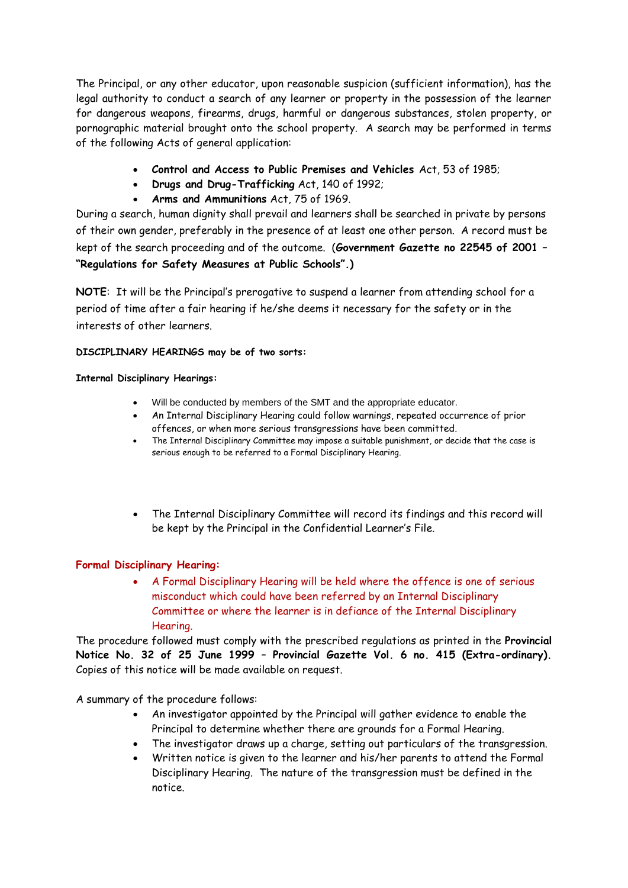The Principal, or any other educator, upon reasonable suspicion (sufficient information), has the legal authority to conduct a search of any learner or property in the possession of the learner for dangerous weapons, firearms, drugs, harmful or dangerous substances, stolen property, or pornographic material brought onto the school property. A search may be performed in terms of the following Acts of general application:

- **Control and Access to Public Premises and Vehicles** Act, 53 of 1985;
- **Drugs and Drug-Trafficking** Act, 140 of 1992;
- **Arms and Ammunitions** Act, 75 of 1969.

During a search, human dignity shall prevail and learners shall be searched in private by persons of their own gender, preferably in the presence of at least one other person. A record must be kept of the search proceeding and of the outcome. (**Government Gazette no 22545 of 2001 – "Regulations for Safety Measures at Public Schools".)**

**NOTE**: It will be the Principal's prerogative to suspend a learner from attending school for a period of time after a fair hearing if he/she deems it necessary for the safety or in the interests of other learners.

**DISCIPLINARY HEARINGS may be of two sorts:**

**Internal Disciplinary Hearings:**

- Will be conducted by members of the SMT and the appropriate educator.
- An Internal Disciplinary Hearing could follow warnings, repeated occurrence of prior offences, or when more serious transgressions have been committed.
- The Internal Disciplinary Committee may impose a suitable punishment, or decide that the case is serious enough to be referred to a Formal Disciplinary Hearing.

- The Internal Disciplinary Committee will record its findings and this record will be kept by the Principal in the Confidential Learner's File.

**Formal Disciplinary Hearing:**

- A Formal Disciplinary Hearing will be held where the offence is one of serious misconduct which could have been referred by an Internal Disciplinary Committee or where the learner is in defiance of the Internal Disciplinary Hearing.

The procedure followed must comply with the prescribed regulations as printed in the **Provincial Notice No. 32 of 25 June 1999 – Provincial Gazette Vol. 6 no. 415 (Extra-ordinary).** Copies of this notice will be made available on request.

A summary of the procedure follows:

- An investigator appointed by the Principal will gather evidence to enable the Principal to determine whether there are grounds for a Formal Hearing.
- The investigator draws up a charge, setting out particulars of the transgression.
- Written notice is given to the learner and his/her parents to attend the Formal Disciplinary Hearing. The nature of the transgression must be defined in the notice.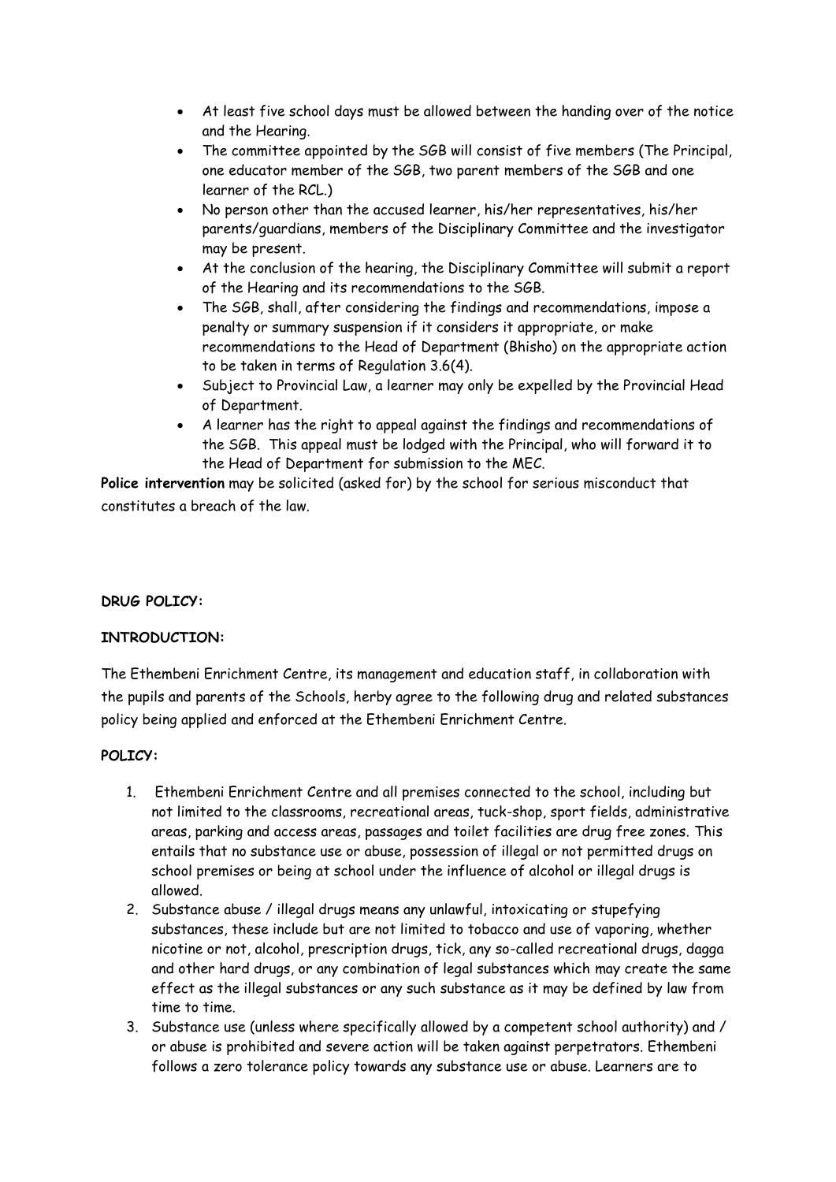- At least five school days must be allowed between the handing over of the notice and the Hearing.
- The committee appointed by the SGB will consist of five members (The Principal, one educator member of the SGB, two parent members of the SGB and one learner of the RCL.)
- No person other than the accused learner, his/her representatives, his/her parents/guardians, members of the Disciplinary Committee and the investigator may be present.
- At the conclusion of the hearing, the Disciplinary Committee will submit a report of the Hearing and its recommendations to the SGB.
- The SGB, shall, after considering the findings and recommendations, impose a penalty or summary suspension if it considers it appropriate, or make recommendations to the Head of Department (Bhisho) on the appropriate action to be taken in terms of Regulation 3.6(4).
- Subject to Provincial Law, a learner may only be expelled by the Provincial Head of Department.
- A learner has the right to appeal against the findings and recommendations of the SGB. This appeal must be lodged with the Principal, who will forward it to the Head of Department for submission to the MEC.

**Police intervention** may be solicited (asked for) by the school for serious misconduct that constitutes a breach of the law.

**DRUG POLICY:**

**INTRODUCTION:**

The Ethembeni Enrichment Centre, its management and education staff, in collaboration with the pupils and parents of the Schools, herby agree to the following drug and related substances policy being applied and enforced at the Ethembeni Enrichment Centre.

**POLICY:**

1. Ethembeni Enrichment Centre and all premises connected to the school, including but not limited to the classrooms, recreational areas, tuck-shop, sport fields, administrative areas, parking and access areas, passages and toilet facilities are drug free zones. This entails that no substance use or abuse, possession of illegal or not permitted drugs on school premises or being at school under the influence of alcohol or illegal drugs is allowed.
2. Substance abuse / illegal drugs means any unlawful, intoxicating or stupefying substances, these include but are not limited to tobacco and use of vaporing, whether nicotine or not, alcohol, prescription drugs, tick, any so-called recreational drugs, dagga and other hard drugs, or any combination of legal substances which may create the same effect as the illegal substances or any such substance as it may be defined by law from time to time.
3. Substance use (unless where specifically allowed by a competent school authority) and / or abuse is prohibited and severe action will be taken against perpetrators. Ethembeni follows a zero tolerance policy towards any substance use or abuse. Learners are to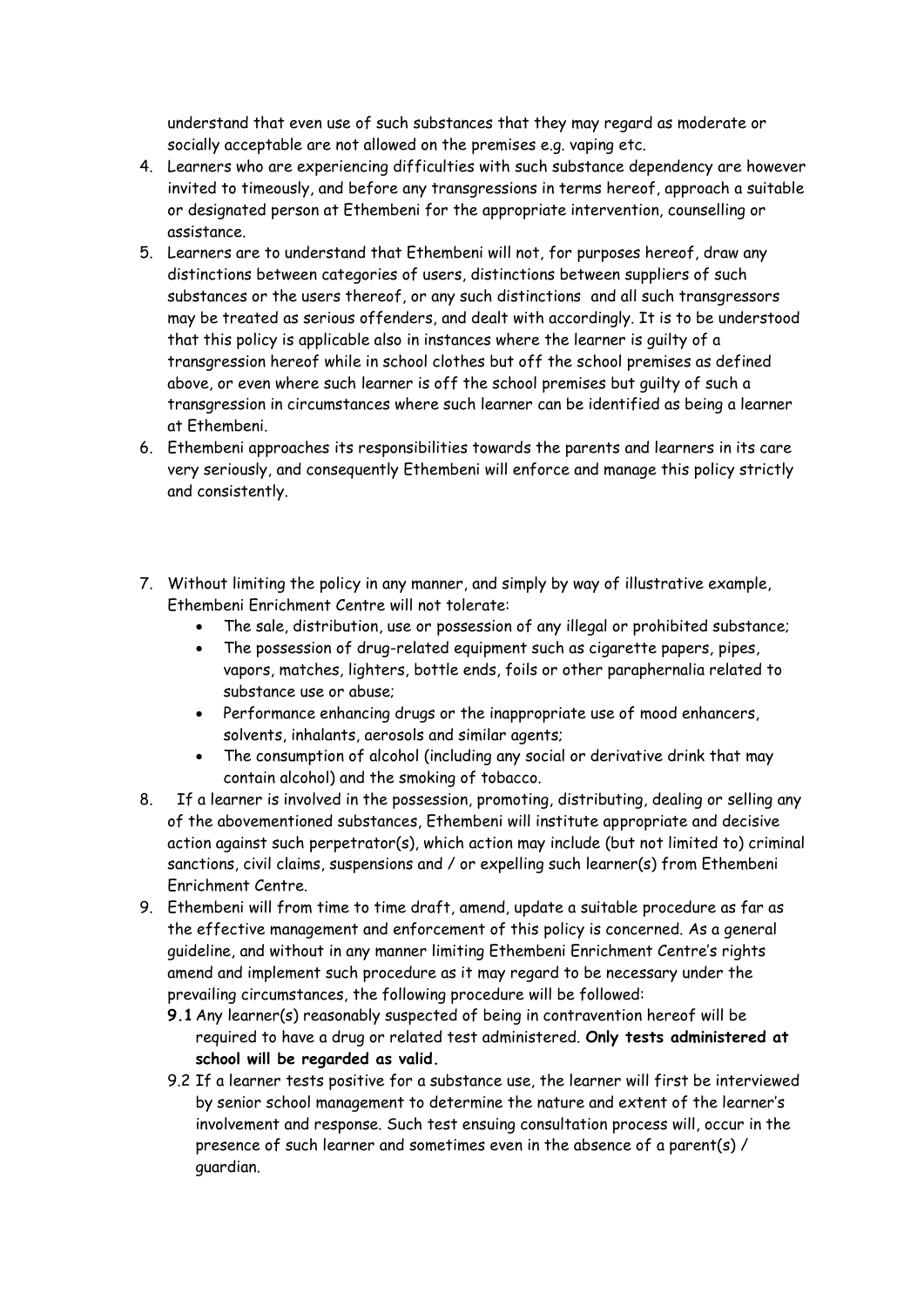understand that even use of such substances that they may regard as moderate or socially acceptable are not allowed on the premises e.g. vaping etc.

4. Learners who are experiencing difficulties with such substance dependency are however invited to timeously, and before any transgressions in terms hereof, approach a suitable or designated person at Ethembeni for the appropriate intervention, counselling or assistance.
5. Learners are to understand that Ethembeni will not, for purposes hereof, draw any distinctions between categories of users, distinctions between suppliers of such substances or the users thereof, or any such distinctions and all such transgressors may be treated as serious offenders, and dealt with accordingly. It is to be understood that this policy is applicable also in instances where the learner is guilty of a transgression hereof while in school clothes but off the school premises as defined above, or even where such learner is off the school premises but guilty of such a transgression in circumstances where such learner can be identified as being a learner at Ethembeni.
6. Ethembeni approaches its responsibilities towards the parents and learners in its care very seriously, and consequently Ethembeni will enforce and manage this policy strictly and consistently.

7. Without limiting the policy in any manner, and simply by way of illustrative example, Ethembeni Enrichment Centre will not tolerate:
   - The sale, distribution, use or possession of any illegal or prohibited substance;
   - The possession of drug-related equipment such as cigarette papers, pipes, vapors, matches, lighters, bottle ends, foils or other paraphernalia related to substance use or abuse;
   - Performance enhancing drugs or the inappropriate use of mood enhancers, solvents, inhalants, aerosols and similar agents;
   - The consumption of alcohol (including any social or derivative drink that may contain alcohol) and the smoking of tobacco.
8. If a learner is involved in the possession, promoting, distributing, dealing or selling any of the abovementioned substances, Ethembeni will institute appropriate and decisive action against such perpetrator(s), which action may include (but not limited to) criminal sanctions, civil claims, suspensions and / or expelling such learner(s) from Ethembeni Enrichment Centre.
9. Ethembeni will from time to time draft, amend, update a suitable procedure as far as the effective management and enforcement of this policy is concerned. As a general guideline, and without in any manner limiting Ethembeni Enrichment Centre's rights amend and implement such procedure as it may regard to be necessary under the prevailing circumstances, the following procedure will be followed:
   **9.1** Any learner(s) reasonably suspected of being in contravention hereof will be required to have a drug or related test administered. **Only tests administered at school will be regarded as valid.**
   9.2 If a learner tests positive for a substance use, the learner will first be interviewed by senior school management to determine the nature and extent of the learner's involvement and response. Such test ensuing consultation process will, occur in the presence of such learner and sometimes even in the absence of a parent(s) / guardian.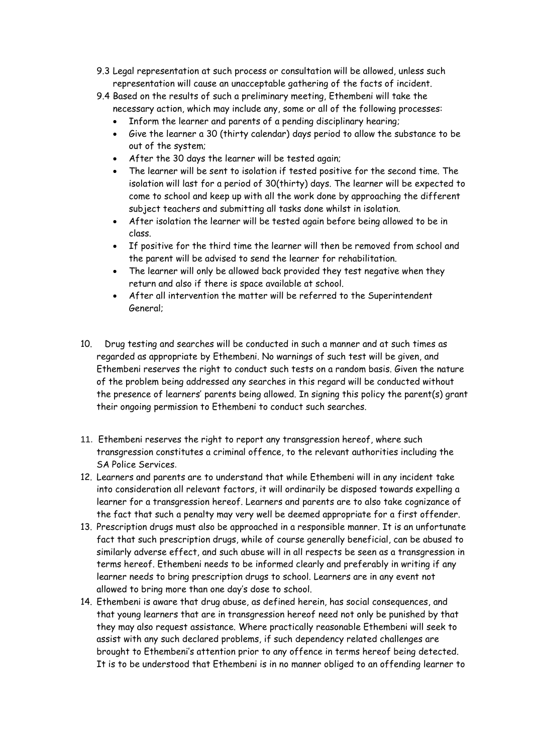9.3 Legal representation at such process or consultation will be allowed, unless such representation will cause an unacceptable gathering of the facts of incident.

9.4 Based on the results of such a preliminary meeting, Ethembeni will take the necessary action, which may include any, some or all of the following processes:

- Inform the learner and parents of a pending disciplinary hearing;
- Give the learner a 30 (thirty calendar) days period to allow the substance to be out of the system;
- After the 30 days the learner will be tested again;
- The learner will be sent to isolation if tested positive for the second time. The isolation will last for a period of 30(thirty) days. The learner will be expected to come to school and keep up with all the work done by approaching the different subject teachers and submitting all tasks done whilst in isolation.
- After isolation the learner will be tested again before being allowed to be in class.
- If positive for the third time the learner will then be removed from school and the parent will be advised to send the learner for rehabilitation.
- The learner will only be allowed back provided they test negative when they return and also if there is space available at school.
- After all intervention the matter will be referred to the Superintendent General;

10. Drug testing and searches will be conducted in such a manner and at such times as regarded as appropriate by Ethembeni. No warnings of such test will be given, and Ethembeni reserves the right to conduct such tests on a random basis. Given the nature of the problem being addressed any searches in this regard will be conducted without the presence of learners' parents being allowed. In signing this policy the parent(s) grant their ongoing permission to Ethembeni to conduct such searches.

11. Ethembeni reserves the right to report any transgression hereof, where such transgression constitutes a criminal offence, to the relevant authorities including the SA Police Services.

12. Learners and parents are to understand that while Ethembeni will in any incident take into consideration all relevant factors, it will ordinarily be disposed towards expelling a learner for a transgression hereof. Learners and parents are to also take cognizance of the fact that such a penalty may very well be deemed appropriate for a first offender.

13. Prescription drugs must also be approached in a responsible manner. It is an unfortunate fact that such prescription drugs, while of course generally beneficial, can be abused to similarly adverse effect, and such abuse will in all respects be seen as a transgression in terms hereof. Ethembeni needs to be informed clearly and preferably in writing if any learner needs to bring prescription drugs to school. Learners are in any event not allowed to bring more than one day's dose to school.

14. Ethembeni is aware that drug abuse, as defined herein, has social consequences, and that young learners that are in transgression hereof need not only be punished by that they may also request assistance. Where practically reasonable Ethembeni will seek to assist with any such declared problems, if such dependency related challenges are brought to Ethembeni's attention prior to any offence in terms hereof being detected. It is to be understood that Ethembeni is in no manner obliged to an offending learner to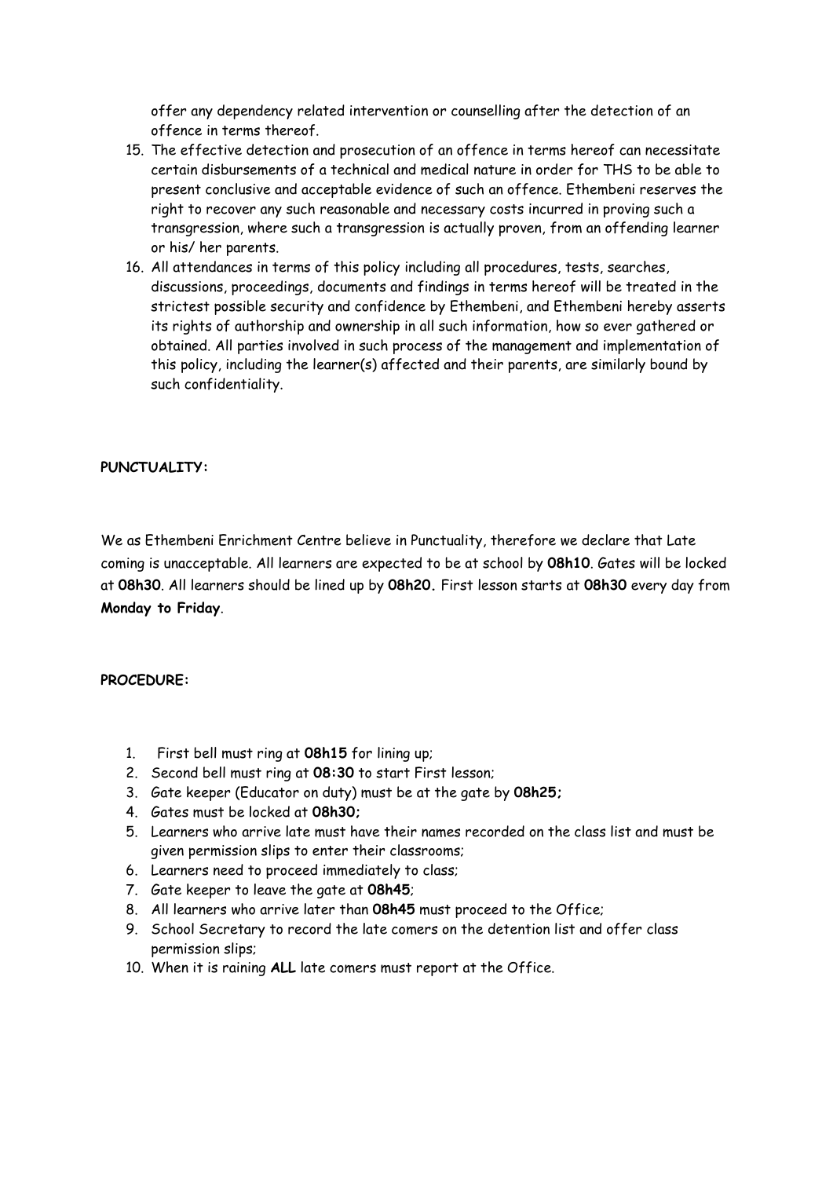offer any dependency related intervention or counselling after the detection of an offence in terms thereof.

15. The effective detection and prosecution of an offence in terms hereof can necessitate certain disbursements of a technical and medical nature in order for THS to be able to present conclusive and acceptable evidence of such an offence. Ethembeni reserves the right to recover any such reasonable and necessary costs incurred in proving such a transgression, where such a transgression is actually proven, from an offending learner or his/ her parents.
16. All attendances in terms of this policy including all procedures, tests, searches, discussions, proceedings, documents and findings in terms hereof will be treated in the strictest possible security and confidence by Ethembeni, and Ethembeni hereby asserts its rights of authorship and ownership in all such information, how so ever gathered or obtained. All parties involved in such process of the management and implementation of this policy, including the learner(s) affected and their parents, are similarly bound by such confidentiality.

**PUNCTUALITY:**

We as Ethembeni Enrichment Centre believe in Punctuality, therefore we declare that Late coming is unacceptable. All learners are expected to be at school by **08h10**. Gates will be locked at **08h30**. All learners should be lined up by **08h20.** First lesson starts at **08h30** every day from **Monday to Friday**.

**PROCEDURE:**

1. First bell must ring at **08h15** for lining up;
2. Second bell must ring at **08:30** to start First lesson;
3. Gate keeper (Educator on duty) must be at the gate by **08h25;**
4. Gates must be locked at **08h30;**
5. Learners who arrive late must have their names recorded on the class list and must be given permission slips to enter their classrooms;
6. Learners need to proceed immediately to class;
7. Gate keeper to leave the gate at **08h45**;
8. All learners who arrive later than **08h45** must proceed to the Office;
9. School Secretary to record the late comers on the detention list and offer class permission slips;
10. When it is raining **ALL** late comers must report at the Office.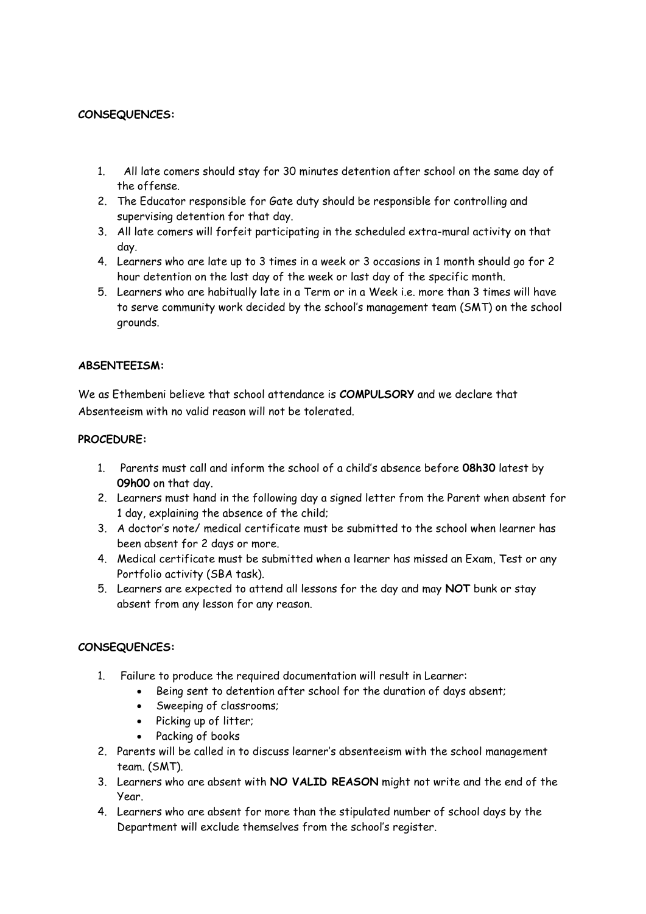**CONSEQUENCES:**

1. All late comers should stay for 30 minutes detention after school on the same day of the offense.
2. The Educator responsible for Gate duty should be responsible for controlling and supervising detention for that day.
3. All late comers will forfeit participating in the scheduled extra-mural activity on that day.
4. Learners who are late up to 3 times in a week or 3 occasions in 1 month should go for 2 hour detention on the last day of the week or last day of the specific month.
5. Learners who are habitually late in a Term or in a Week i.e. more than 3 times will have to serve community work decided by the school's management team (SMT) on the school grounds.

**ABSENTEEISM:**

We as Ethembeni believe that school attendance is **COMPULSORY** and we declare that Absenteeism with no valid reason will not be tolerated.

**PROCEDURE:**

1. Parents must call and inform the school of a child's absence before **08h30** latest by **09h00** on that day.
2. Learners must hand in the following day a signed letter from the Parent when absent for 1 day, explaining the absence of the child;
3. A doctor's note/ medical certificate must be submitted to the school when learner has been absent for 2 days or more.
4. Medical certificate must be submitted when a learner has missed an Exam, Test or any Portfolio activity (SBA task).
5. Learners are expected to attend all lessons for the day and may **NOT** bunk or stay absent from any lesson for any reason.

**CONSEQUENCES:**

1. Failure to produce the required documentation will result in Learner:
   - Being sent to detention after school for the duration of days absent;
   - Sweeping of classrooms;
   - Picking up of litter;
   - Packing of books
2. Parents will be called in to discuss learner's absenteeism with the school management team. (SMT).
3. Learners who are absent with **NO VALID REASON** might not write and the end of the Year.
4. Learners who are absent for more than the stipulated number of school days by the Department will exclude themselves from the school's register.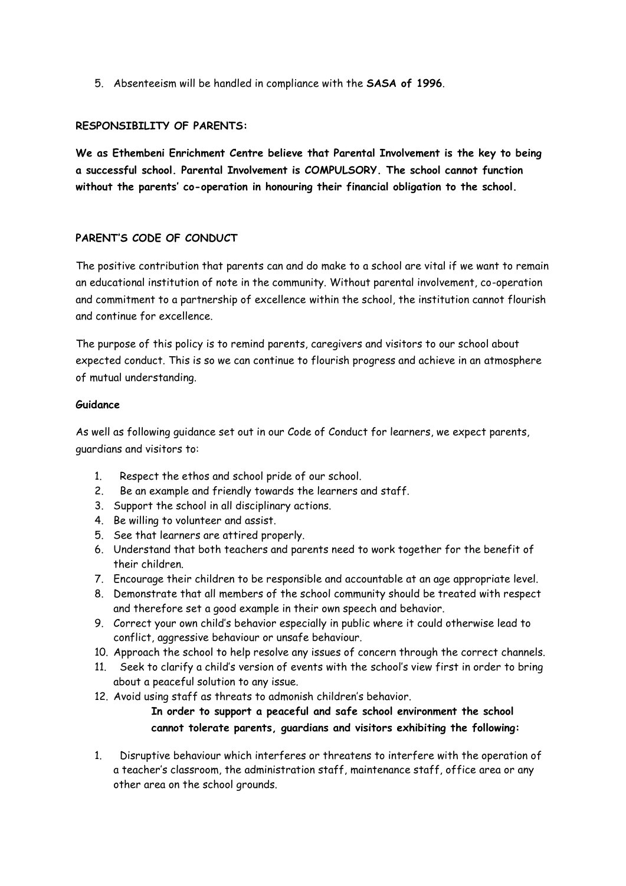5. Absenteeism will be handled in compliance with the **SASA of 1996**.

**RESPONSIBILITY OF PARENTS:**

**We as Ethembeni Enrichment Centre believe that Parental Involvement is the key to being a successful school. Parental Involvement is COMPULSORY. The school cannot function without the parents' co-operation in honouring their financial obligation to the school.**

**PARENT'S CODE OF CONDUCT**

The positive contribution that parents can and do make to a school are vital if we want to remain an educational institution of note in the community. Without parental involvement, co-operation and commitment to a partnership of excellence within the school, the institution cannot flourish and continue for excellence.

The purpose of this policy is to remind parents, caregivers and visitors to our school about expected conduct. This is so we can continue to flourish progress and achieve in an atmosphere of mutual understanding.

**Guidance**

As well as following guidance set out in our Code of Conduct for learners, we expect parents, guardians and visitors to:

1. Respect the ethos and school pride of our school.
2. Be an example and friendly towards the learners and staff.
3. Support the school in all disciplinary actions.
4. Be willing to volunteer and assist.
5. See that learners are attired properly.
6. Understand that both teachers and parents need to work together for the benefit of their children.
7. Encourage their children to be responsible and accountable at an age appropriate level.
8. Demonstrate that all members of the school community should be treated with respect and therefore set a good example in their own speech and behavior.
9. Correct your own child's behavior especially in public where it could otherwise lead to conflict, aggressive behaviour or unsafe behaviour.
10. Approach the school to help resolve any issues of concern through the correct channels.
11. Seek to clarify a child's version of events with the school's view first in order to bring about a peaceful solution to any issue.
12. Avoid using staff as threats to admonish children's behavior.

**In order to support a peaceful and safe school environment the school cannot tolerate parents, guardians and visitors exhibiting the following:**

1. Disruptive behaviour which interferes or threatens to interfere with the operation of a teacher's classroom, the administration staff, maintenance staff, office area or any other area on the school grounds.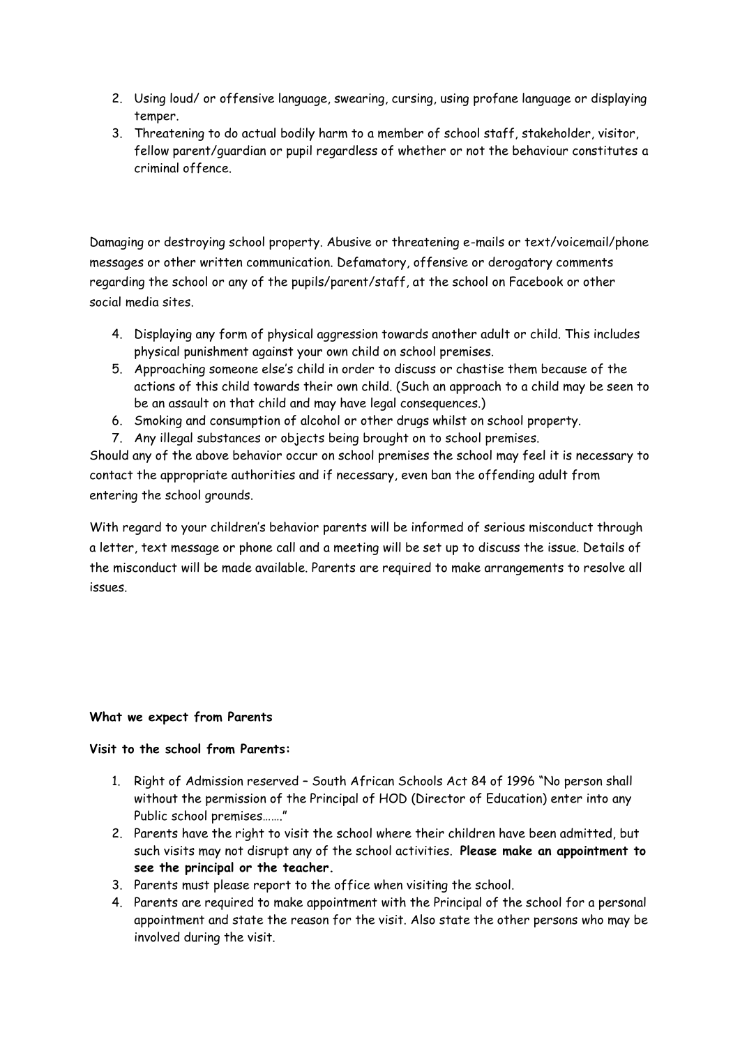2. Using loud/ or offensive language, swearing, cursing, using profane language or displaying temper.
3. Threatening to do actual bodily harm to a member of school staff, stakeholder, visitor, fellow parent/guardian or pupil regardless of whether or not the behaviour constitutes a criminal offence.

Damaging or destroying school property. Abusive or threatening e-mails or text/voicemail/phone messages or other written communication. Defamatory, offensive or derogatory comments regarding the school or any of the pupils/parent/staff, at the school on Facebook or other social media sites.

4. Displaying any form of physical aggression towards another adult or child. This includes physical punishment against your own child on school premises.
5. Approaching someone else's child in order to discuss or chastise them because of the actions of this child towards their own child. (Such an approach to a child may be seen to be an assault on that child and may have legal consequences.)
6. Smoking and consumption of alcohol or other drugs whilst on school property.
7. Any illegal substances or objects being brought on to school premises.

Should any of the above behavior occur on school premises the school may feel it is necessary to contact the appropriate authorities and if necessary, even ban the offending adult from entering the school grounds.

With regard to your children's behavior parents will be informed of serious misconduct through a letter, text message or phone call and a meeting will be set up to discuss the issue. Details of the misconduct will be made available. Parents are required to make arrangements to resolve all issues.

**What we expect from Parents**

**Visit to the school from Parents:**

1. Right of Admission reserved – South African Schools Act 84 of 1996 "No person shall without the permission of the Principal of HOD (Director of Education) enter into any Public school premises……."
2. Parents have the right to visit the school where their children have been admitted, but such visits may not disrupt any of the school activities. **Please make an appointment to see the principal or the teacher.**
3. Parents must please report to the office when visiting the school.
4. Parents are required to make appointment with the Principal of the school for a personal appointment and state the reason for the visit. Also state the other persons who may be involved during the visit.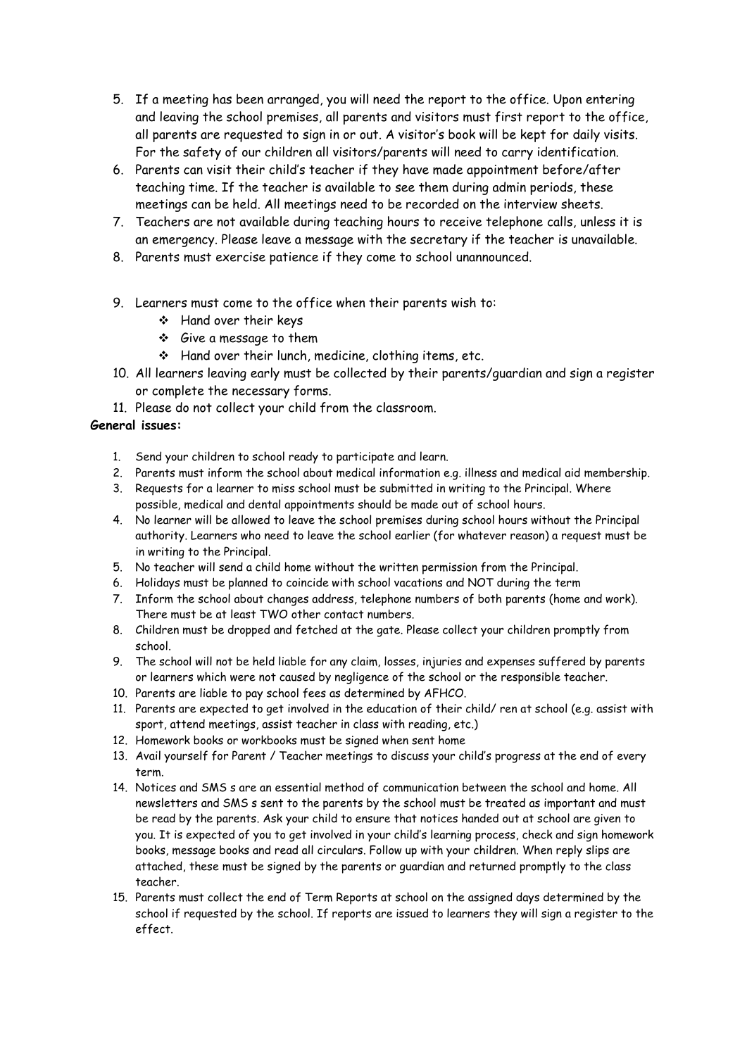5. If a meeting has been arranged, you will need the report to the office. Upon entering and leaving the school premises, all parents and visitors must first report to the office, all parents are requested to sign in or out. A visitor's book will be kept for daily visits. For the safety of our children all visitors/parents will need to carry identification.
6. Parents can visit their child's teacher if they have made appointment before/after teaching time. If the teacher is available to see them during admin periods, these meetings can be held. All meetings need to be recorded on the interview sheets.
7. Teachers are not available during teaching hours to receive telephone calls, unless it is an emergency. Please leave a message with the secretary if the teacher is unavailable.
8. Parents must exercise patience if they come to school unannounced.

9. Learners must come to the office when their parents wish to:
   - Hand over their keys
   - Give a message to them
   - Hand over their lunch, medicine, clothing items, etc.
10. All learners leaving early must be collected by their parents/guardian and sign a register or complete the necessary forms.
11. Please do not collect your child from the classroom.

**General issues:**

1. Send your children to school ready to participate and learn.
2. Parents must inform the school about medical information e.g. illness and medical aid membership.
3. Requests for a learner to miss school must be submitted in writing to the Principal. Where possible, medical and dental appointments should be made out of school hours.
4. No learner will be allowed to leave the school premises during school hours without the Principal authority. Learners who need to leave the school earlier (for whatever reason) a request must be in writing to the Principal.
5. No teacher will send a child home without the written permission from the Principal.
6. Holidays must be planned to coincide with school vacations and NOT during the term
7. Inform the school about changes address, telephone numbers of both parents (home and work). There must be at least TWO other contact numbers.
8. Children must be dropped and fetched at the gate. Please collect your children promptly from school.
9. The school will not be held liable for any claim, losses, injuries and expenses suffered by parents or learners which were not caused by negligence of the school or the responsible teacher.
10. Parents are liable to pay school fees as determined by AFHCO.
11. Parents are expected to get involved in the education of their child/ ren at school (e.g. assist with sport, attend meetings, assist teacher in class with reading, etc.)
12. Homework books or workbooks must be signed when sent home
13. Avail yourself for Parent / Teacher meetings to discuss your child's progress at the end of every term.
14. Notices and SMS s are an essential method of communication between the school and home. All newsletters and SMS s sent to the parents by the school must be treated as important and must be read by the parents. Ask your child to ensure that notices handed out at school are given to you. It is expected of you to get involved in your child's learning process, check and sign homework books, message books and read all circulars. Follow up with your children. When reply slips are attached, these must be signed by the parents or guardian and returned promptly to the class teacher.
15. Parents must collect the end of Term Reports at school on the assigned days determined by the school if requested by the school. If reports are issued to learners they will sign a register to the effect.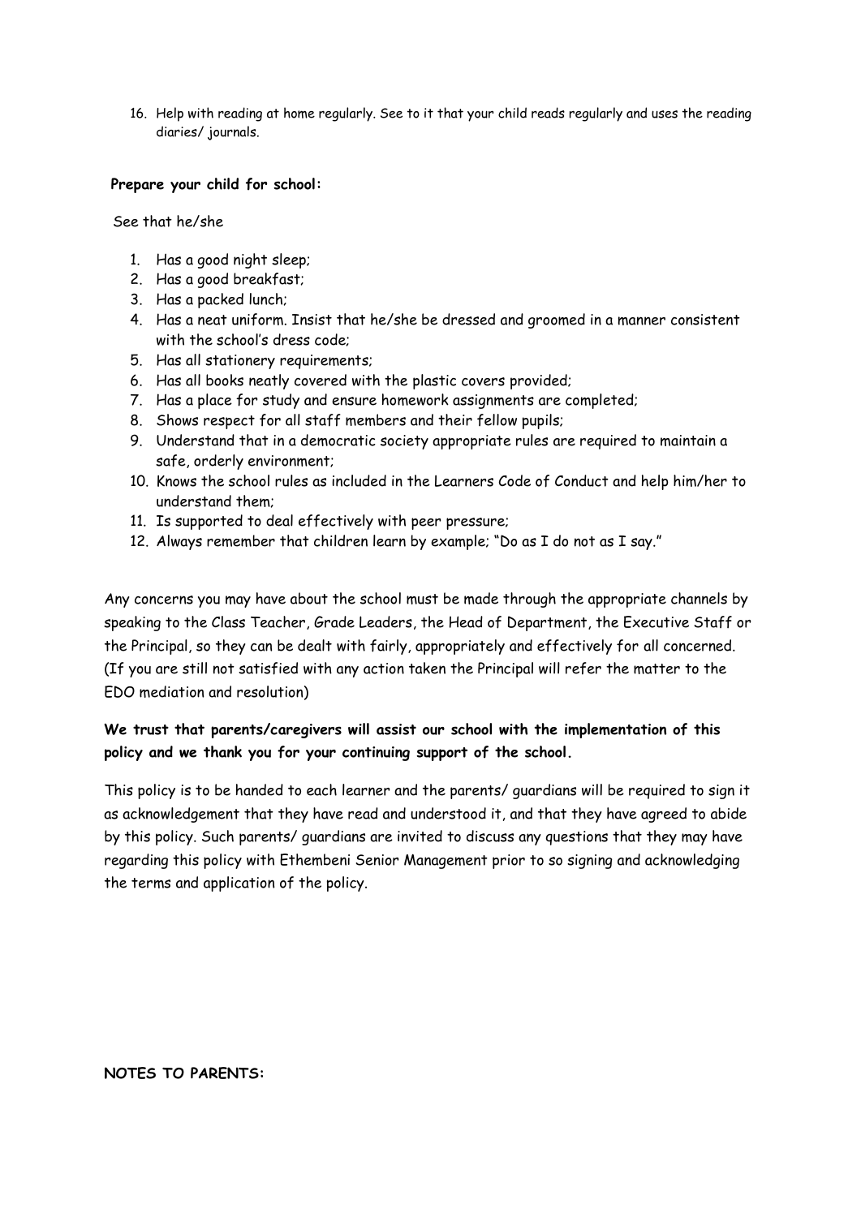16. Help with reading at home regularly. See to it that your child reads regularly and uses the reading diaries/ journals.

**Prepare your child for school:**

See that he/she

1. Has a good night sleep;
2. Has a good breakfast;
3. Has a packed lunch;
4. Has a neat uniform. Insist that he/she be dressed and groomed in a manner consistent with the school's dress code;
5. Has all stationery requirements;
6. Has all books neatly covered with the plastic covers provided;
7. Has a place for study and ensure homework assignments are completed;
8. Shows respect for all staff members and their fellow pupils;
9. Understand that in a democratic society appropriate rules are required to maintain a safe, orderly environment;
10. Knows the school rules as included in the Learners Code of Conduct and help him/her to understand them;
11. Is supported to deal effectively with peer pressure;
12. Always remember that children learn by example; "Do as I do not as I say."

Any concerns you may have about the school must be made through the appropriate channels by speaking to the Class Teacher, Grade Leaders, the Head of Department, the Executive Staff or the Principal, so they can be dealt with fairly, appropriately and effectively for all concerned. (If you are still not satisfied with any action taken the Principal will refer the matter to the EDO mediation and resolution)

**We trust that parents/caregivers will assist our school with the implementation of this policy and we thank you for your continuing support of the school.**

This policy is to be handed to each learner and the parents/ guardians will be required to sign it as acknowledgement that they have read and understood it, and that they have agreed to abide by this policy. Such parents/ guardians are invited to discuss any questions that they may have regarding this policy with Ethembeni Senior Management prior to so signing and acknowledging the terms and application of the policy.

**NOTES TO PARENTS:**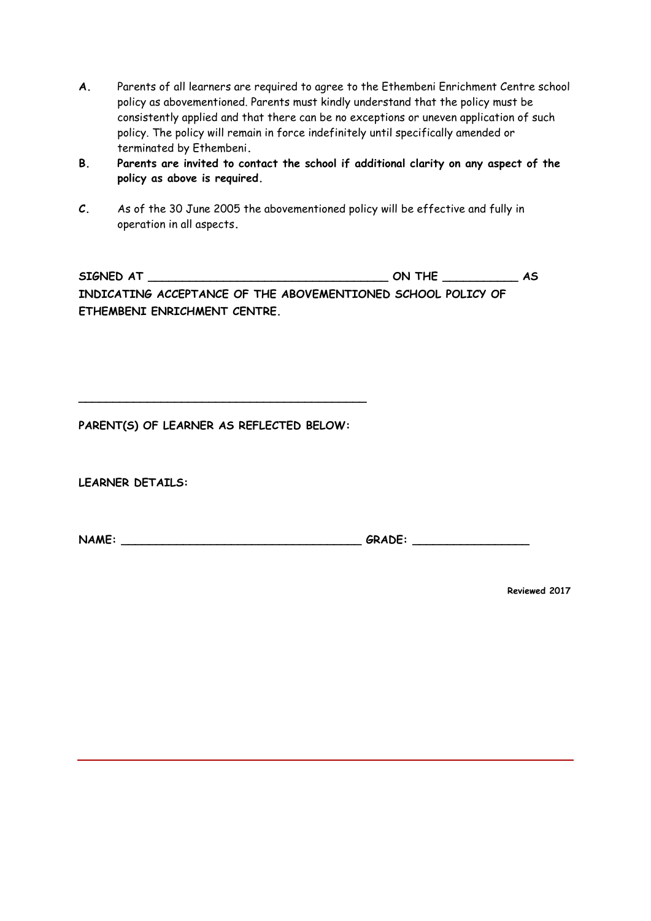**A.** Parents of all learners are required to agree to the Ethembeni Enrichment Centre school policy as abovementioned. Parents must kindly understand that the policy must be consistently applied and that there can be no exceptions or uneven application of such policy. The policy will remain in force indefinitely until specifically amended or terminated by Ethembeni.

**B.** **Parents are invited to contact the school if additional clarity on any aspect of the policy as above is required.**

**C.** As of the 30 June 2005 the abovementioned policy will be effective and fully in operation in all aspects.

**SIGNED AT ___________________________________ ON THE ___________ AS INDICATING ACCEPTANCE OF THE ABOVEMENTIONED SCHOOL POLICY OF ETHEMBENI ENRICHMENT CENTRE.**

__________________________________________

**PARENT(S) OF LEARNER AS REFLECTED BELOW:**

**LEARNER DETAILS:**

**NAME: ___________________________________ GRADE: _________________**

**Reviewed 2017**